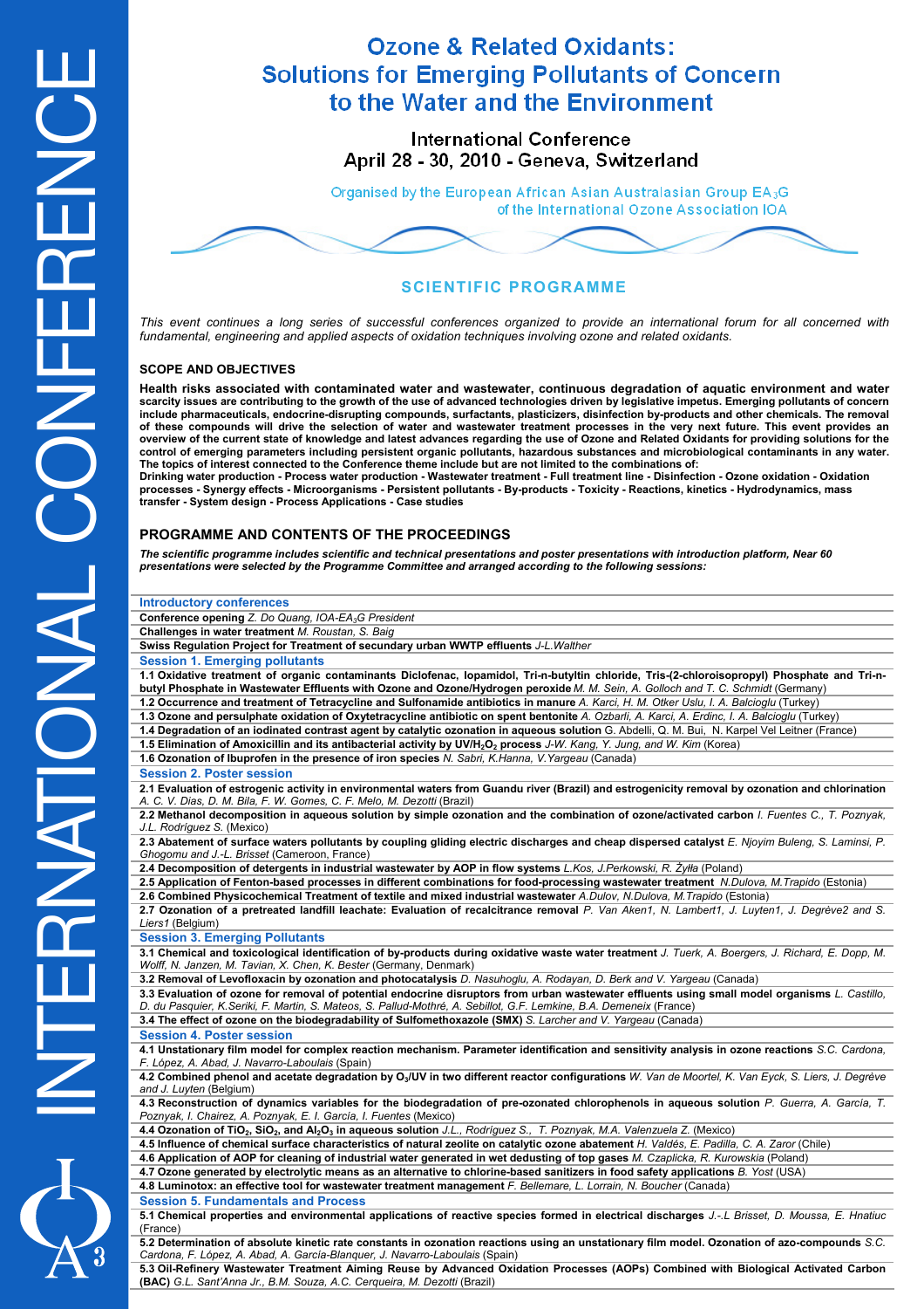# Ozone & Related Oxidants: Solutions for Emerging Pollutants of Concern to the Water and the Environment

International Conference
April 28 - 30, 2010 - Geneva, Switzerland

Organised by the European African Asian Australasian Group $EA_3G$ of the International Ozone Association IOA

## SCIENTIFIC PROGRAMME

*This event continues a long series of successful conferences organized to provide an international forum for all concerned with fundamental, engineering and applied aspects of oxidation techniques involving ozone and related oxidants.*

### SCOPE AND OBJECTIVES

**Health risks associated with contaminated water and wastewater, continuous degradation of aquatic environment and water scarcity issues are contributing to the growth of the use of advanced technologies driven by legislative impetus. Emerging pollutants of concern include pharmaceuticals, endocrine-disrupting compounds, surfactants, plasticizers, disinfection by-products and other chemicals. The removal of these compounds will drive the selection of water and wastewater treatment processes in the very next future. This event provides an overview of the current state of knowledge and latest advances regarding the use of Ozone and Related Oxidants for providing solutions for the control of emerging parameters including persistent organic pollutants, hazardous substances and microbiological contaminants in any water. The topics of interest connected to the Conference theme include but are not limited to the combinations of:**
**Drinking water production - Process water production - Wastewater treatment - Full treatment line - Disinfection - Ozone oxidation - Oxidation processes - Synergy effects - Microorganisms - Persistent pollutants - By-products - Toxicity - Reactions, kinetics - Hydrodynamics, mass transfer - System design - Process Applications - Case studies**

### PROGRAMME AND CONTENTS OF THE PROCEEDINGS

***The scientific programme includes scientific and technical presentations and poster presentations with introduction platform, Near 60 presentations were selected by the Programme Committee and arranged according to the following sessions:***

#### Introductory conferences

**Conference opening** *Z. Do Quang, IOA-$EA_3G$ President*

**Challenges in water treatment** *M. Roustan, S. Baig*

**Swiss Regulation Project for Treatment of secundary urban WWTP effluents** *J-L.Walther*

#### Session 1. Emerging pollutants

**1.1 Oxidative treatment of organic contaminants Diclofenac, Iopamidol, Tri-n-butyltin chloride, Tris-(2-chloroisopropyl) Phosphate and Tri-n-butyl Phosphate in Wastewater Effluents with Ozone and Ozone/Hydrogen peroxide** *M. M. Sein, A. Golloch and T. C. Schmidt* (Germany)

**1.2 Occurrence and treatment of Tetracycline and Sulfonamide antibiotics in manure** *A. Karci, H. M. Otker Uslu, I. A. Balcioglu* (Turkey)

**1.3 Ozone and persulphate oxidation of Oxytetracycline antibiotic on spent bentonite** *A. Ozbarli, A. Karci, A. Erdinc, I. A. Balcioglu* (Turkey)

**1.4 Degradation of an iodinated contrast agent by catalytic ozonation in aqueous solution** G. Abdelli, Q. M. Bui, N. Karpel Vel Leitner (France)

**1.5 Elimination of Amoxicillin and its antibacterial activity by $UV/H_2O_2$ process** *J-W. Kang, Y. Jung, and W. Kim* (Korea)

**1.6 Ozonation of Ibuprofen in the presence of iron species** *N. Sabri, K.Hanna, V.Yargeau* (Canada)

#### Session 2. Poster session

**2.1 Evaluation of estrogenic activity in environmental waters from Guandu river (Brazil) and estrogenicity removal by ozonation and chlorination** *A. C. V. Dias, D. M. Bila, F. W. Gomes, C. F. Melo, M. Dezotti* (Brazil)

**2.2 Methanol decomposition in aqueous solution by simple ozonation and the combination of ozone/activated carbon** *I. Fuentes C., T. Poznyak, J.L. Rodríguez S.* (Mexico)

**2.3 Abatement of surface waters pollutants by coupling gliding electric discharges and cheap dispersed catalyst** *E. Njoyim Buleng, S. Laminsi, P. Ghogomu and J.-L. Brisset* (Cameroon, France)

**2.4 Decomposition of detergents in industrial wastewater by AOP in flow systems** *L.Kos, J.Perkowski, R. Żyłła* (Poland)

**2.5 Application of Fenton-based processes in different combinations for food-processing wastewater treatment** *N.Dulova, M.Trapido* (Estonia)

**2.6 Combined Physicochemical Treatment of textile and mixed industrial wastewater** *A.Dulov, N.Dulova, M.Trapido* (Estonia)

**2.7 Ozonation of a pretreated landfill leachate: Evaluation of recalcitrance removal** *P. Van Aken1, N. Lambert1, J. Luyten1, J. Degrève2 and S. Liers1* (Belgium)

#### Session 3. Emerging Pollutants

**3.1 Chemical and toxicological identification of by-products during oxidative waste water treatment** *J. Tuerk, A. Boergers, J. Richard, E. Dopp, M. Wolff, N. Janzen, M. Tavian, X. Chen, K. Bester* (Germany, Denmark)

**3.2 Removal of Levofloxacin by ozonation and photocatalysis** *D. Nasuhoglu, A. Rodayan, D. Berk and V. Yargeau* (Canada)

**3.3 Evaluation of ozone for removal of potential endocrine disruptors from urban wastewater effluents using small model organisms** *L. Castillo, D. du Pasquier, K.Seriki, F. Martin, S. Mateos, S. Pallud-Mothré, A. Sebillot, G.F. Lemkine, B.A. Demeneix* (France)

**3.4 The effect of ozone on the biodegradability of Sulfomethoxazole (SMX)** *S. Larcher and V. Yargeau* (Canada)

#### Session 4. Poster session

**4.1 Unstationary film model for complex reaction mechanism. Parameter identification and sensitivity analysis in ozone reactions** *S.C. Cardona, F. López, A. Abad, J. Navarro-Laboulais* (Spain)

**4.2 Combined phenol and acetate degradation by $O_3/UV$ in two different reactor configurations** *W. Van de Moortel, K. Van Eyck, S. Liers, J. Degrève and J. Luyten* (Belgium)

**4.3 Reconstruction of dynamics variables for the biodegradation of pre-ozonated chlorophenols in aqueous solution** *P. Guerra, A. García, T. Poznyak, I. Chairez, A. Poznyak, E. I. García, I. Fuentes* (Mexico)

**4.4 Ozonation of $TiO_2$, $SiO_2$, and $Al_2O_3$ in aqueous solution** *J.L., Rodríguez S., T. Poznyak, M.A. Valenzuela Z.* (Mexico)

**4.5 Influence of chemical surface characteristics of natural zeolite on catalytic ozone abatement** *H. Valdés, E. Padilla, C. A. Zaror* (Chile)

**4.6 Application of AOP for cleaning of industrial water generated in wet dedusting of top gases** *M. Czaplicka, R. Kurowskia* (Poland)

**4.7 Ozone generated by electrolytic means as an alternative to chlorine-based sanitizers in food safety applications** *B. Yost* (USA)

**4.8 Luminotox: an effective tool for wastewater treatment management** *F. Bellemare, L. Lorrain, N. Boucher* (Canada)

#### Session 5. Fundamentals and Process

**5.1 Chemical properties and environmental applications of reactive species formed in electrical discharges** *J.-L Brisset, D. Moussa, E. Hnatiuc* (France)

**5.2 Determination of absolute kinetic rate constants in ozonation reactions using an unstationary film model. Ozonation of azo-compounds** *S.C. Cardona, F. López, A. Abad, A. García-Blanquer, J. Navarro-Laboulais* (Spain)

**5.3 Oil-Refinery Wastewater Treatment Aiming Reuse by Advanced Oxidation Processes (AOPs) Combined with Biological Activated Carbon (BAC)** *G.L. Sant'Anna Jr., B.M. Souza, A.C. Cerqueira, M. Dezotti* (Brazil)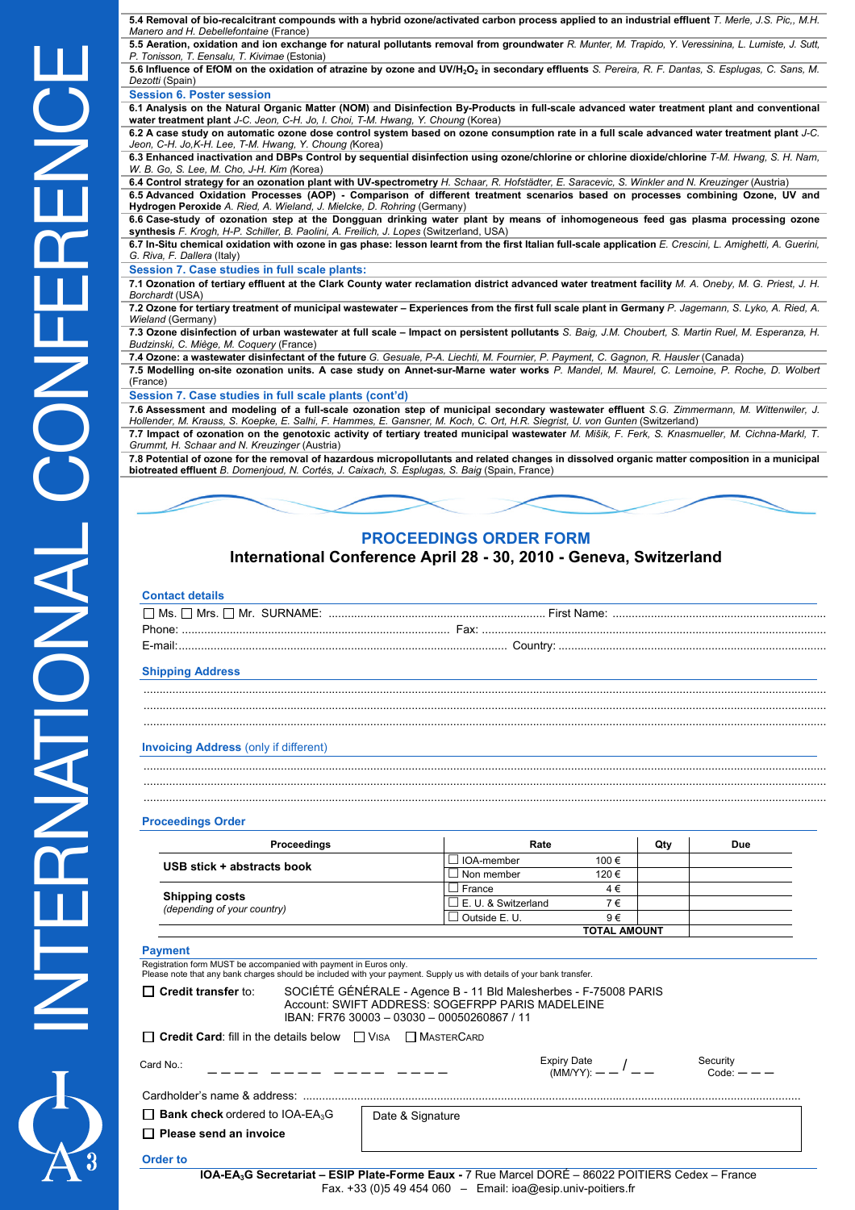**5.4 Removal of bio-recalcitrant compounds with a hybrid ozone/activated carbon process applied to an industrial effluent** *T. Merle, J.S. Pic,, M.H. Manero and H. Debellefontaine* (France)

**5.5 Aeration, oxidation and ion exchange for natural pollutants removal from groundwater** *R. Munter, M. Trapido, Y. Veressinina, L. Lumiste, J. Sutt, P. Tonisson, T. Eensalu, T. Kivimae* (Estonia)

**5.6 Influence of EfOM on the oxidation of atrazine by ozone and UV/$H_2O_2$ in secondary effluents** *S. Pereira, R. F. Dantas, S. Esplugas, C. Sans, M. Dezotti* (Spain)

## Session 6. Poster session

**6.1 Analysis on the Natural Organic Matter (NOM) and Disinfection By-Products in full-scale advanced water treatment plant and conventional water treatment plant** *J-C. Jeon, C-H. Jo, I. Choi, T-M. Hwang, Y. Choung* (Korea)

**6.2 A case study on automatic ozone dose control system based on ozone consumption rate in a full scale advanced water treatment plant** *J-C. Jeon, C-H. Jo,K-H. Lee, T-M. Hwang, Y. Choung* (Korea)

**6.3 Enhanced inactivation and DBPs Control by sequential disinfection using ozone/chlorine or chlorine dioxide/chlorine** *T-M. Hwang, S. H. Nam, W. B. Go, S. Lee, M. Cho, J-H. Kim* (Korea)

**6.4 Control strategy for an ozonation plant with UV-spectrometry** *H. Schaar, R. Hofstädter, E. Saracevic, S. Winkler and N. Kreuzinger* (Austria)

**6.5 Advanced Oxidation Processes (AOP) - Comparison of different treatment scenarios based on processes combining Ozone, UV and Hydrogen Peroxide** *A. Ried, A. Wieland, J. Mielcke, D. Rohring* (Germany)

**6.6 Case-study of ozonation step at the Dongguan drinking water plant by means of inhomogeneous feed gas plasma processing ozone synthesis** *F. Krogh, H-P. Schiller, B. Paolini, A. Freilich, J. Lopes* (Switzerland, USA)

**6.7 In-Situ chemical oxidation with ozone in gas phase: lesson learnt from the first Italian full-scale application** *E. Crescini, L. Amighetti, A. Guerini, G. Riva, F. Dallera* (Italy)

## Session 7. Case studies in full scale plants:

**7.1 Ozonation of tertiary effluent at the Clark County water reclamation district advanced water treatment facility** *M. A. Oneby, M. G. Priest, J. H. Borchardt* (USA)

**7.2 Ozone for tertiary treatment of municipal wastewater – Experiences from the first full scale plant in Germany** *P. Jagemann, S. Lyko, A. Ried, A. Wieland* (Germany)

**7.3 Ozone disinfection of urban wastewater at full scale – Impact on persistent pollutants** *S. Baig, J.M. Choubert, S. Martin Ruel, M. Esperanza, H. Budzinski, C. Miège, M. Coquery* (France)

**7.4 Ozone: a wastewater disinfectant of the future** *G. Gesuale, P-A. Liechti, M. Fournier, P. Payment, C. Gagnon, R. Hausler* (Canada)

**7.5 Modelling on-site ozonation units. A case study on Annet-sur-Marne water works** *P. Mandel, M. Maurel, C. Lemoine, P. Roche, D. Wolbert* (France)

## Session 7. Case studies in full scale plants (cont'd)

**7.6 Assessment and modeling of a full-scale ozonation step of municipal secondary wastewater effluent** *S.G. Zimmermann, M. Wittenwiler, J. Hollender, M. Krauss, S. Koepke, E. Salhi, F. Hammes, E. Gansner, M. Koch, C. Ort, H.R. Siegrist, U. von Gunten* (Switzerland)

**7.7 Impact of ozonation on the genotoxic activity of tertiary treated municipal wastewater** *M. Mišik, F. Ferk, S. Knasmueller, M. Cichna-Markl, T. Grummt, H. Schaar and N. Kreuzinger* (Austria)

**7.8 Potential of ozone for the removal of hazardous micropollutants and related changes in dissolved organic matter composition in a municipal biotreated effluent** *B. Domenjoud, N. Cortés, J. Caixach, S. Esplugas, S. Baig* (Spain, France)

# PROCEEDINGS ORDER FORM

## International Conference April 28 - 30, 2010 - Geneva, Switzerland

### Contact details

☐ Ms. ☐ Mrs. ☐ Mr. SURNAME: .................................................... First Name: ....................................................

Phone: .................................................... Fax: ....................................................

E-mail: .................................................... Country: ....................................................

### Shipping Address

....................................................................................................................................

....................................................................................................................................

....................................................................................................................................

### Invoicing Address (only if different)

....................................................................................................................................

....................................................................................................................................

....................................................................................................................................

### Proceedings Order

| Proceedings | Rate | | Qty | Due |
|---|---|---|---|---|
| USB stick + abstracts book | ☐ IOA-member | 100 € | | |
| | ☐ Non member | 120 € | | |
| Shipping costs *(depending of your country)* | ☐ France | 4 € | | |
| | ☐ E. U. & Switzerland | 7 € | | |
| | ☐ Outside E. U. | 9 € | | |
| | **TOTAL AMOUNT** | | | |

### Payment

Registration form MUST be accompanied with payment in Euros only.
Please note that any bank charges should be included with your payment. Supply us with details of your bank transfer.

☐ **Credit transfer** to: SOCIÉTÉ GÉNÉRALE - Agence B - 11 Bld Malesherbes - F-75008 PARIS
Account: SWIFT ADDRESS: SOGEFRPP PARIS MADELEINE
IBAN: FR76 30003 – 03030 – 00050260867 / 11

☐ **Credit Card**: fill in the details below ☐ VISA ☐ MASTERCARD

Card No.: _ _ _ _ _ _ _ _ _ _ _ _ _ _ _ _ Expiry Date (MM/YY): _ _ / _ _ Security Code: _ _ _

Cardholder's name & address: ....................................................

☐ **Bank check** ordered to IOA-$EA_3$G

☐ **Please send an invoice**

Date & Signature

### Order to

**IOA-$EA_3$G Secretariat – ESIP Plate-Forme Eaux -** 7 Rue Marcel DORÉ – 86022 POITIERS Cedex – France
Fax. +33 (0)5 49 454 060 – Email: ioa@esip.univ-poitiers.fr